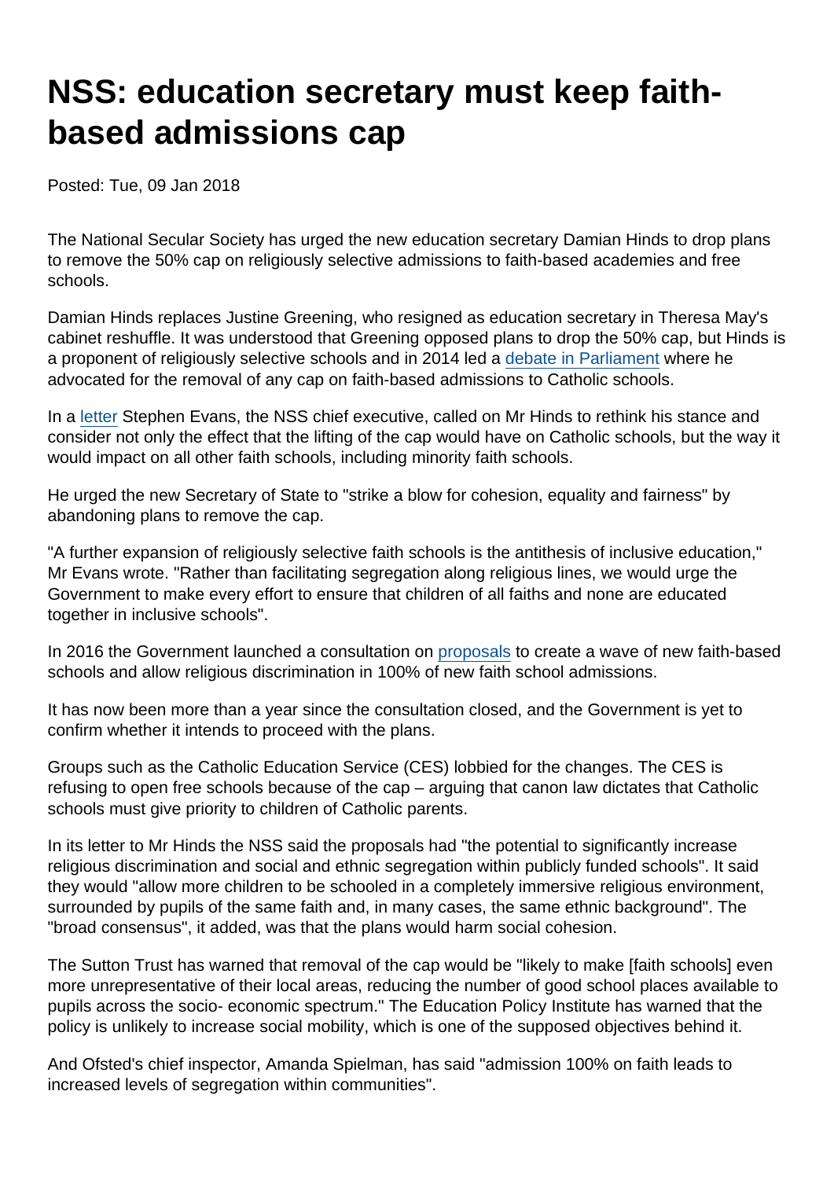# NSS: education secretary must keep faith-based admissions cap

Posted: Tue, 09 Jan 2018

The National Secular Society has urged the new education secretary Damian Hinds to drop plans to remove the 50% cap on religiously selective admissions to faith-based academies and free schools.

Damian Hinds replaces Justine Greening, who resigned as education secretary in Theresa May's cabinet reshuffle. It was understood that Greening opposed plans to drop the 50% cap, but Hinds is a proponent of religiously selective schools and in 2014 led a debate in Parliament where he advocated for the removal of any cap on faith-based admissions to Catholic schools.

In a letter Stephen Evans, the NSS chief executive, called on Mr Hinds to rethink his stance and consider not only the effect that the lifting of the cap would have on Catholic schools, but the way it would impact on all other faith schools, including minority faith schools.

He urged the new Secretary of State to "strike a blow for cohesion, equality and fairness" by abandoning plans to remove the cap.

"A further expansion of religiously selective faith schools is the antithesis of inclusive education," Mr Evans wrote. "Rather than facilitating segregation along religious lines, we would urge the Government to make every effort to ensure that children of all faiths and none are educated together in inclusive schools".

In 2016 the Government launched a consultation on proposals to create a wave of new faith-based schools and allow religious discrimination in 100% of new faith school admissions.

It has now been more than a year since the consultation closed, and the Government is yet to confirm whether it intends to proceed with the plans.

Groups such as the Catholic Education Service (CES) lobbied for the changes. The CES is refusing to open free schools because of the cap – arguing that canon law dictates that Catholic schools must give priority to children of Catholic parents.

In its letter to Mr Hinds the NSS said the proposals had "the potential to significantly increase religious discrimination and social and ethnic segregation within publicly funded schools". It said they would "allow more children to be schooled in a completely immersive religious environment, surrounded by pupils of the same faith and, in many cases, the same ethnic background". The "broad consensus", it added, was that the plans would harm social cohesion.

The Sutton Trust has warned that removal of the cap would be "likely to make [faith schools] even more unrepresentative of their local areas, reducing the number of good school places available to pupils across the socio- economic spectrum." The Education Policy Institute has warned that the policy is unlikely to increase social mobility, which is one of the supposed objectives behind it.

And Ofsted's chief inspector, Amanda Spielman, has said "admission 100% on faith leads to increased levels of segregation within communities".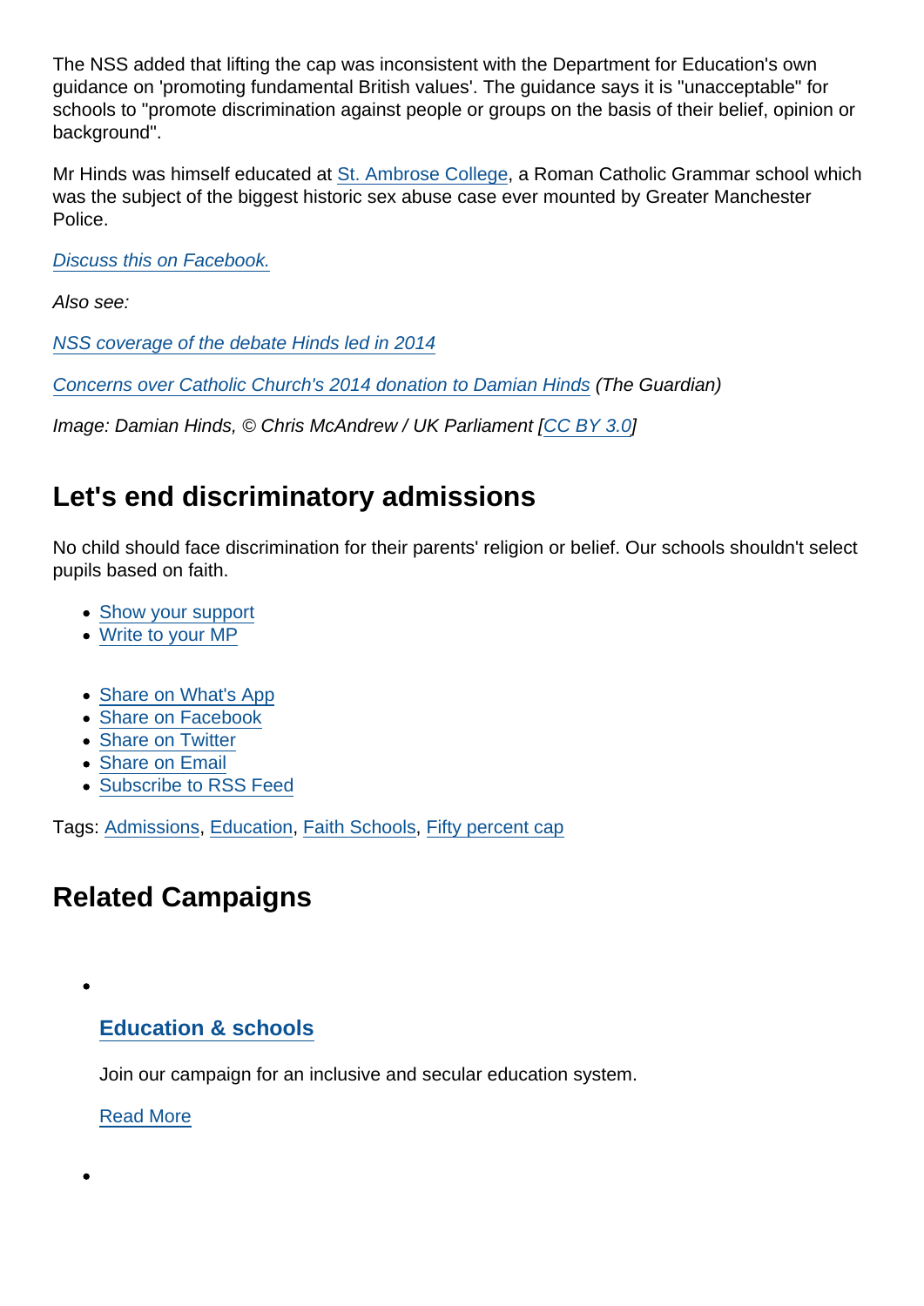The NSS added that lifting the cap was inconsistent with the Department for Education's own guidance on 'promoting fundamental British values'. The guidance says it is "unacceptable" for schools to "promote discrimination against people or groups on the basis of their belief, opinion or background".

Mr Hinds was himself educated at St. Ambrose College, a Roman Catholic Grammar school which was the subject of the biggest historic sex abuse case ever mounted by Greater Manchester Police.

*Discuss this on Facebook.*

*Also see:*

*NSS coverage of the debate Hinds led in 2014*

*Concerns over Catholic Church's 2014 donation to Damian Hinds (The Guardian)*

*Image: Damian Hinds, © Chris McAndrew / UK Parliament [CC BY 3.0]*

## Let's end discriminatory admissions

No child should face discrimination for their parents' religion or belief. Our schools shouldn't select pupils based on faith.

- Show your support
- Write to your MP

- Share on What's App
- Share on Facebook
- Share on Twitter
- Share on Email
- Subscribe to RSS Feed

Tags: Admissions, Education, Faith Schools, Fifty percent cap

## Related Campaigns

- ### Education & schools

  Join our campaign for an inclusive and secular education system.

  Read More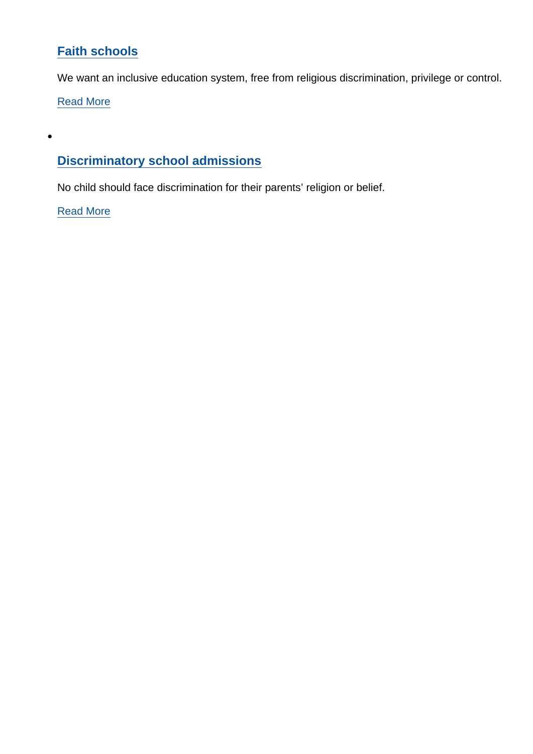### Faith schools

We want an inclusive education system, free from religious discrimination, privilege or control.

Read More

- 

### Discriminatory school admissions

No child should face discrimination for their parents' religion or belief.

Read More